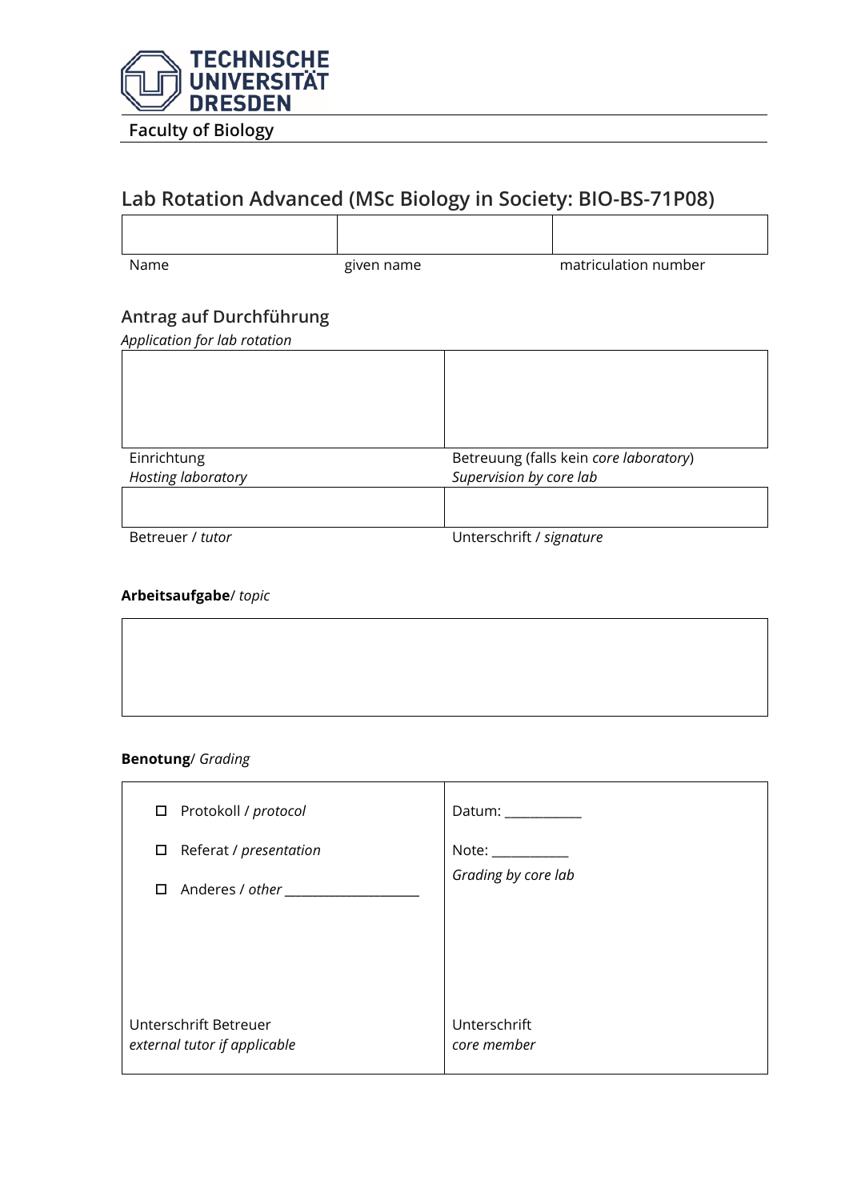TECHNISCHE UNIVERSITÄT DRESDEN

Faculty of Biology

# Lab Rotation Advanced (MSc Biology in Society: BIO-BS-71P08)

| | | |
|---|---|---|
| Name | given name | matriculation number |

## Antrag auf Durchführung

*Application for lab rotation*

| | |
|---|---|
| Einrichtung<br>*Hosting laboratory* | Betreuung (falls kein *core laboratory*)<br>*Supervision by core lab* |
| | |
| Betreuer / *tutor* | Unterschrift / *signature* |

**Arbeitsaufgabe**/ *topic*

| |
|---|
| |

**Benotung**/ *Grading*

| | |
|---|---|
| ☐ Protokoll / *protocol*<br>☐ Referat / *presentation*<br>☐ Anderes / *other* ___________________ | Datum: ___________<br>Note: ___________<br>*Grading by core lab* |
| Unterschrift Betreuer<br>*external tutor if applicable* | Unterschrift<br>*core member* |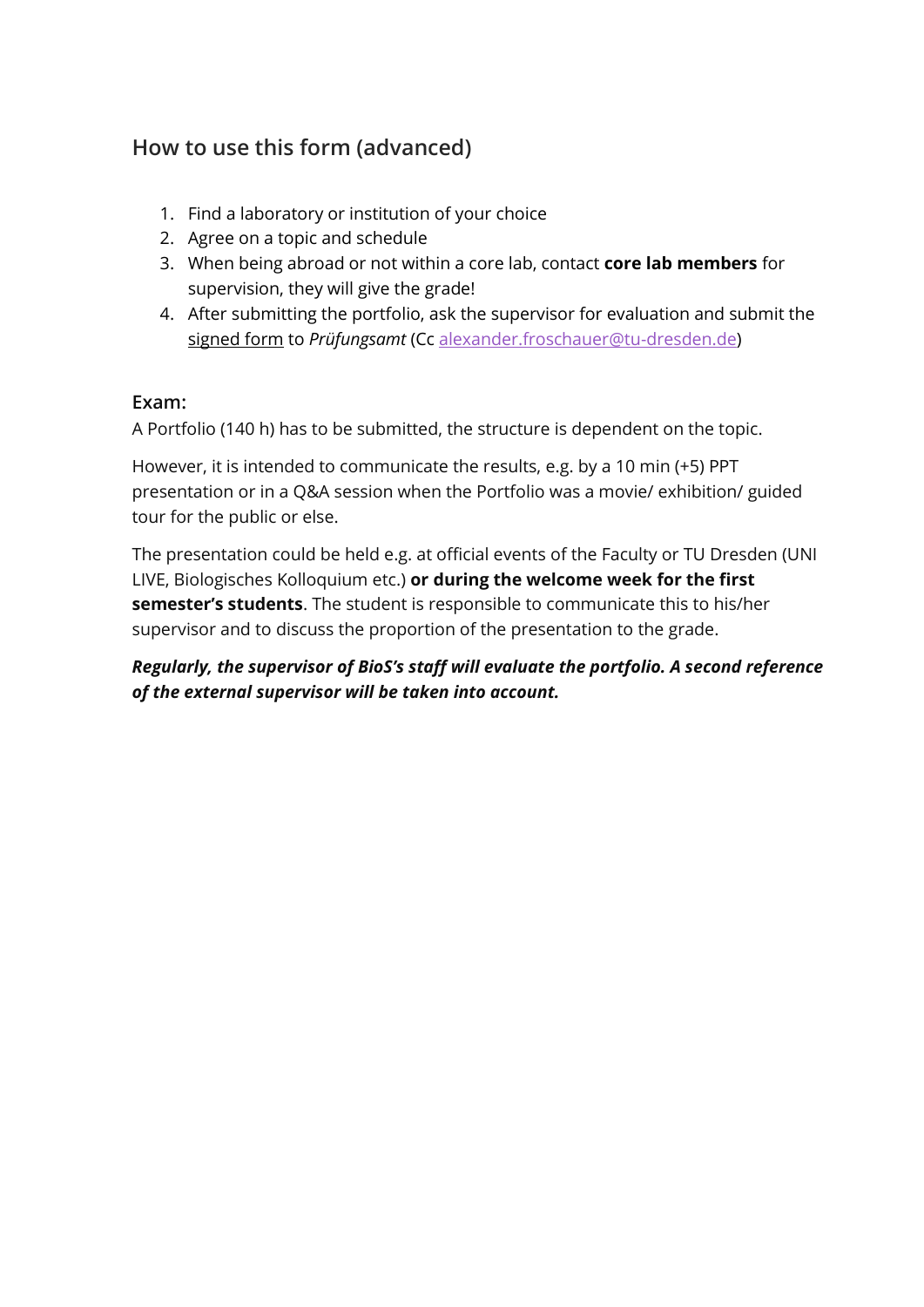## How to use this form (advanced)

1. Find a laboratory or institution of your choice
2. Agree on a topic and schedule
3. When being abroad or not within a core lab, contact **core lab members** for supervision, they will give the grade!
4. After submitting the portfolio, ask the supervisor for evaluation and submit the signed form to *Prüfungsamt* (Cc alexander.froschauer@tu-dresden.de)

### Exam:

A Portfolio (140 h) has to be submitted, the structure is dependent on the topic.

However, it is intended to communicate the results, e.g. by a 10 min (+5) PPT presentation or in a Q&A session when the Portfolio was a movie/ exhibition/ guided tour for the public or else.

The presentation could be held e.g. at official events of the Faculty or TU Dresden (UNI LIVE, Biologisches Kolloquium etc.) **or during the welcome week for the first semester's students**. The student is responsible to communicate this to his/her supervisor and to discuss the proportion of the presentation to the grade.

***Regularly, the supervisor of BioS's staff will evaluate the portfolio. A second reference of the external supervisor will be taken into account.***